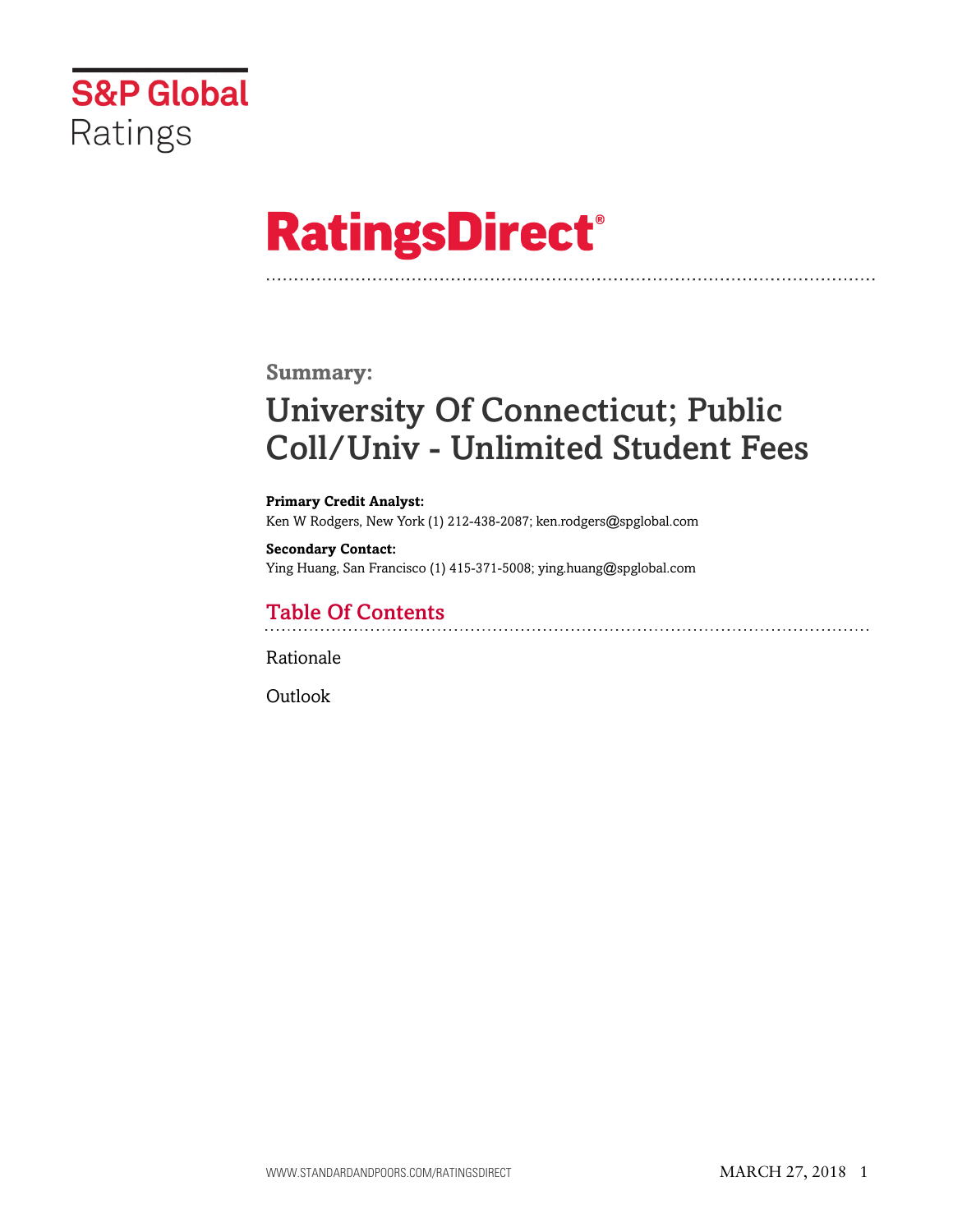S&P Global Ratings

# RatingsDirect®

**Summary:**

## University Of Connecticut; Public Coll/Univ - Unlimited Student Fees

**Primary Credit Analyst:**
Ken W Rodgers, New York (1) 212-438-2087; ken.rodgers@spglobal.com

**Secondary Contact:**
Ying Huang, San Francisco (1) 415-371-5008; ying.huang@spglobal.com

### Table Of Contents

Rationale

Outlook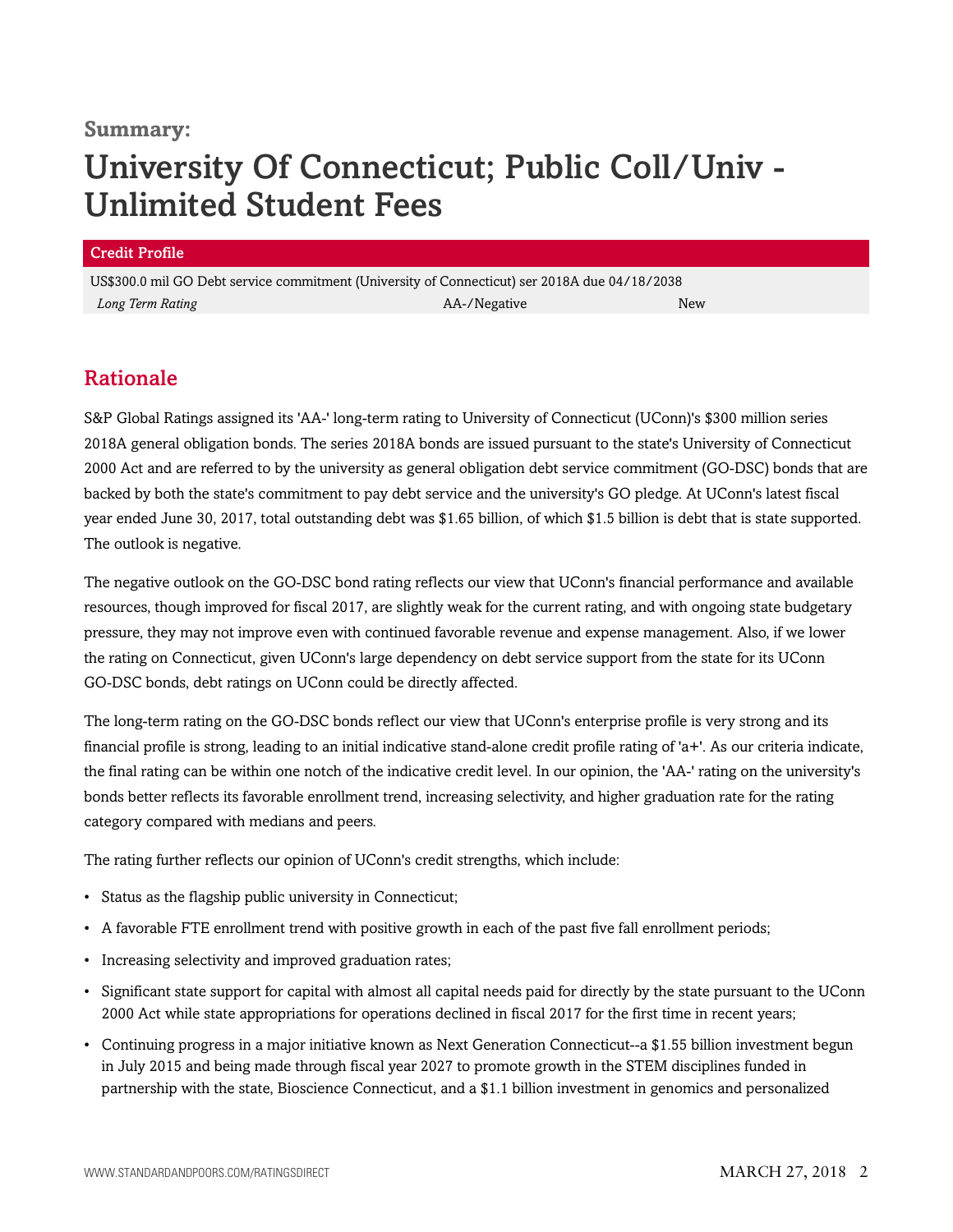**Summary:**

# University Of Connecticut; Public Coll/Univ - Unlimited Student Fees

| Credit Profile | | |
|---|---|---|
| US$300.0 mil GO Debt service commitment (University of Connecticut) ser 2018A due 04/18/2038 | | |
| *Long Term Rating* | AA-/Negative | New |

## Rationale

S&P Global Ratings assigned its 'AA-' long-term rating to University of Connecticut (UConn)'s $300 million series 2018A general obligation bonds. The series 2018A bonds are issued pursuant to the state's University of Connecticut 2000 Act and are referred to by the university as general obligation debt service commitment (GO-DSC) bonds that are backed by both the state's commitment to pay debt service and the university's GO pledge. At UConn's latest fiscal year ended June 30, 2017, total outstanding debt was $1.65 billion, of which $1.5 billion is debt that is state supported. The outlook is negative.

The negative outlook on the GO-DSC bond rating reflects our view that UConn's financial performance and available resources, though improved for fiscal 2017, are slightly weak for the current rating, and with ongoing state budgetary pressure, they may not improve even with continued favorable revenue and expense management. Also, if we lower the rating on Connecticut, given UConn's large dependency on debt service support from the state for its UConn GO-DSC bonds, debt ratings on UConn could be directly affected.

The long-term rating on the GO-DSC bonds reflect our view that UConn's enterprise profile is very strong and its financial profile is strong, leading to an initial indicative stand-alone credit profile rating of 'a+'. As our criteria indicate, the final rating can be within one notch of the indicative credit level. In our opinion, the 'AA-' rating on the university's bonds better reflects its favorable enrollment trend, increasing selectivity, and higher graduation rate for the rating category compared with medians and peers.

The rating further reflects our opinion of UConn's credit strengths, which include:

- Status as the flagship public university in Connecticut;
- A favorable FTE enrollment trend with positive growth in each of the past five fall enrollment periods;
- Increasing selectivity and improved graduation rates;
- Significant state support for capital with almost all capital needs paid for directly by the state pursuant to the UConn 2000 Act while state appropriations for operations declined in fiscal 2017 for the first time in recent years;
- Continuing progress in a major initiative known as Next Generation Connecticut--a $1.55 billion investment begun in July 2015 and being made through fiscal year 2027 to promote growth in the STEM disciplines funded in partnership with the state, Bioscience Connecticut, and a $1.1 billion investment in genomics and personalized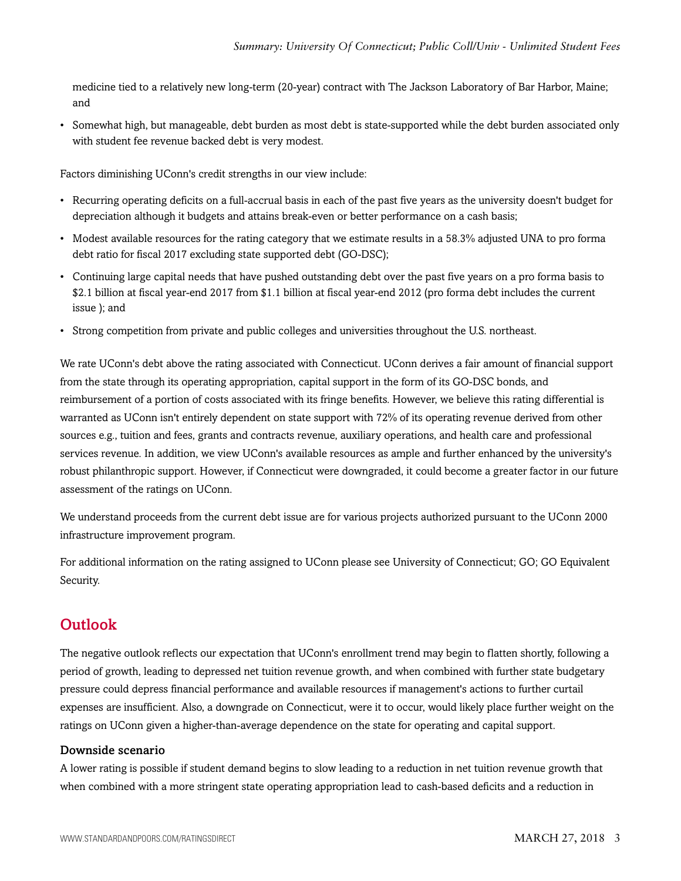medicine tied to a relatively new long-term (20-year) contract with The Jackson Laboratory of Bar Harbor, Maine; and

- Somewhat high, but manageable, debt burden as most debt is state-supported while the debt burden associated only with student fee revenue backed debt is very modest.

Factors diminishing UConn's credit strengths in our view include:

- Recurring operating deficits on a full-accrual basis in each of the past five years as the university doesn't budget for depreciation although it budgets and attains break-even or better performance on a cash basis;
- Modest available resources for the rating category that we estimate results in a 58.3% adjusted UNA to pro forma debt ratio for fiscal 2017 excluding state supported debt (GO-DSC);
- Continuing large capital needs that have pushed outstanding debt over the past five years on a pro forma basis to $2.1 billion at fiscal year-end 2017 from $1.1 billion at fiscal year-end 2012 (pro forma debt includes the current issue ); and
- Strong competition from private and public colleges and universities throughout the U.S. northeast.

We rate UConn's debt above the rating associated with Connecticut. UConn derives a fair amount of financial support from the state through its operating appropriation, capital support in the form of its GO-DSC bonds, and reimbursement of a portion of costs associated with its fringe benefits. However, we believe this rating differential is warranted as UConn isn't entirely dependent on state support with 72% of its operating revenue derived from other sources e.g., tuition and fees, grants and contracts revenue, auxiliary operations, and health care and professional services revenue. In addition, we view UConn's available resources as ample and further enhanced by the university's robust philanthropic support. However, if Connecticut were downgraded, it could become a greater factor in our future assessment of the ratings on UConn.

We understand proceeds from the current debt issue are for various projects authorized pursuant to the UConn 2000 infrastructure improvement program.

For additional information on the rating assigned to UConn please see University of Connecticut; GO; GO Equivalent Security.

## Outlook

The negative outlook reflects our expectation that UConn's enrollment trend may begin to flatten shortly, following a period of growth, leading to depressed net tuition revenue growth, and when combined with further state budgetary pressure could depress financial performance and available resources if management's actions to further curtail expenses are insufficient. Also, a downgrade on Connecticut, were it to occur, would likely place further weight on the ratings on UConn given a higher-than-average dependence on the state for operating and capital support.

### Downside scenario

A lower rating is possible if student demand begins to slow leading to a reduction in net tuition revenue growth that when combined with a more stringent state operating appropriation lead to cash-based deficits and a reduction in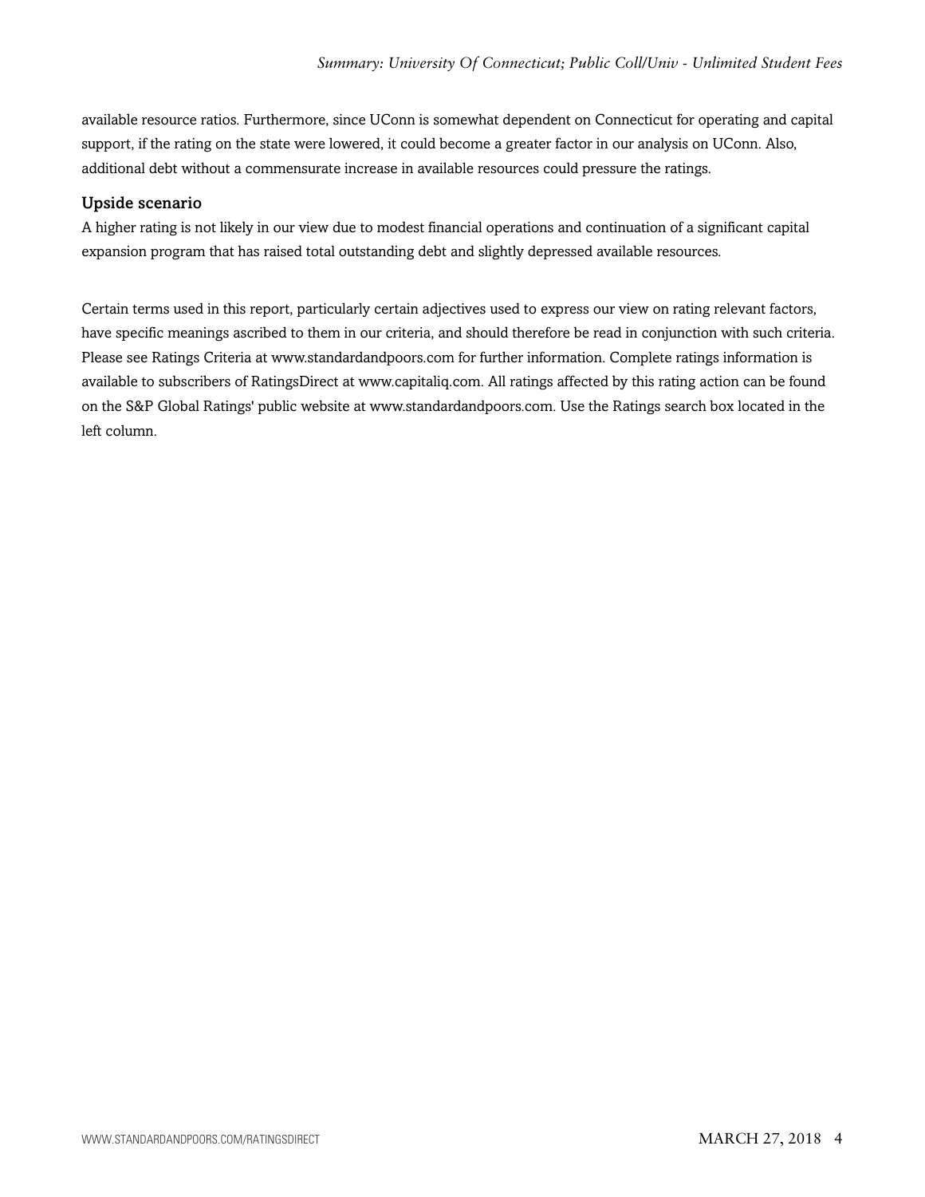available resource ratios. Furthermore, since UConn is somewhat dependent on Connecticut for operating and capital support, if the rating on the state were lowered, it could become a greater factor in our analysis on UConn. Also, additional debt without a commensurate increase in available resources could pressure the ratings.

### Upside scenario

A higher rating is not likely in our view due to modest financial operations and continuation of a significant capital expansion program that has raised total outstanding debt and slightly depressed available resources.

Certain terms used in this report, particularly certain adjectives used to express our view on rating relevant factors, have specific meanings ascribed to them in our criteria, and should therefore be read in conjunction with such criteria. Please see Ratings Criteria at www.standardandpoors.com for further information. Complete ratings information is available to subscribers of RatingsDirect at www.capitaliq.com. All ratings affected by this rating action can be found on the S&P Global Ratings' public website at www.standardandpoors.com. Use the Ratings search box located in the left column.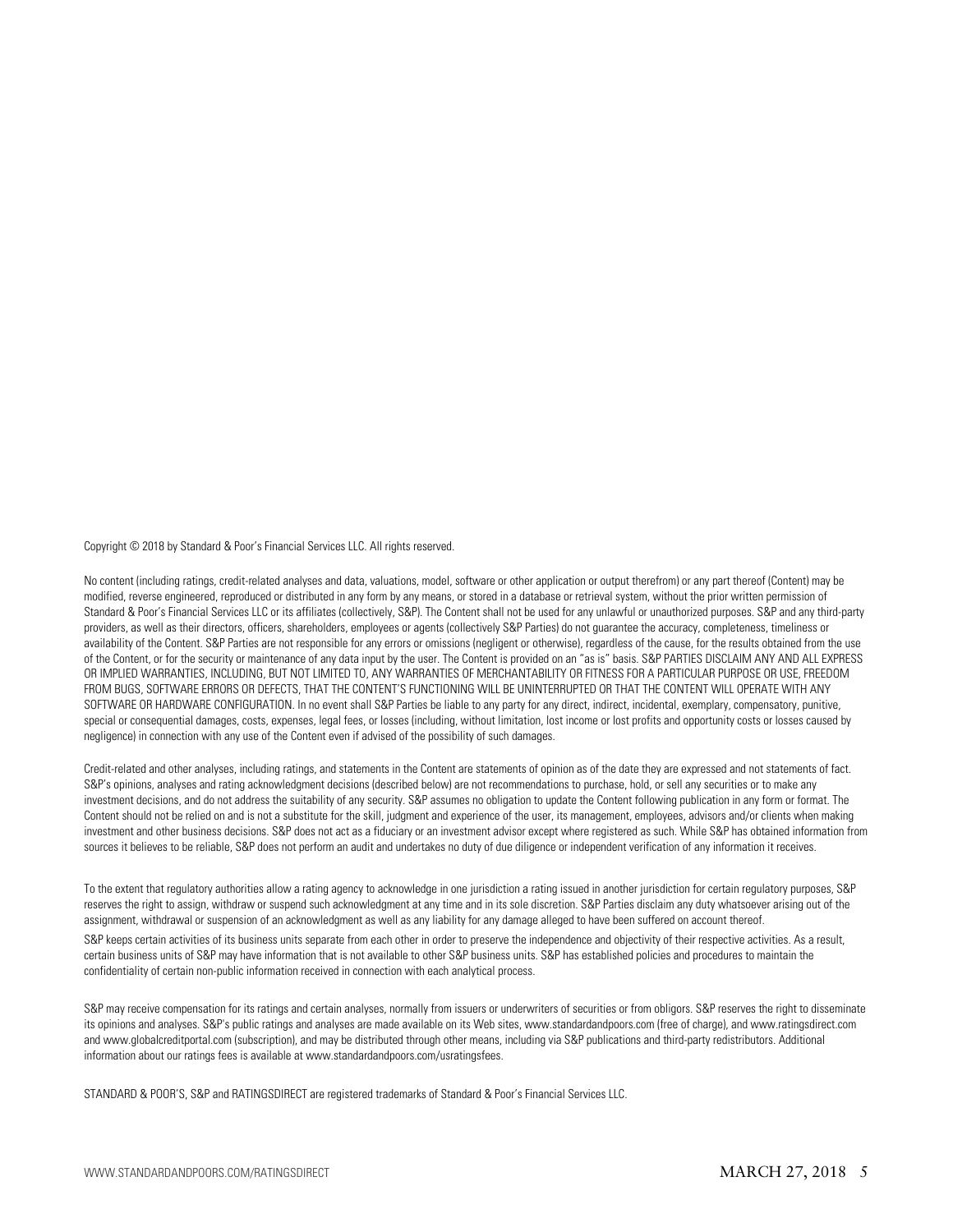Copyright © 2018 by Standard & Poor's Financial Services LLC. All rights reserved.

No content (including ratings, credit-related analyses and data, valuations, model, software or other application or output therefrom) or any part thereof (Content) may be modified, reverse engineered, reproduced or distributed in any form by any means, or stored in a database or retrieval system, without the prior written permission of Standard & Poor's Financial Services LLC or its affiliates (collectively, S&P). The Content shall not be used for any unlawful or unauthorized purposes. S&P and any third-party providers, as well as their directors, officers, shareholders, employees or agents (collectively S&P Parties) do not guarantee the accuracy, completeness, timeliness or availability of the Content. S&P Parties are not responsible for any errors or omissions (negligent or otherwise), regardless of the cause, for the results obtained from the use of the Content, or for the security or maintenance of any data input by the user. The Content is provided on an "as is" basis. S&P PARTIES DISCLAIM ANY AND ALL EXPRESS OR IMPLIED WARRANTIES, INCLUDING, BUT NOT LIMITED TO, ANY WARRANTIES OF MERCHANTABILITY OR FITNESS FOR A PARTICULAR PURPOSE OR USE, FREEDOM FROM BUGS, SOFTWARE ERRORS OR DEFECTS, THAT THE CONTENT'S FUNCTIONING WILL BE UNINTERRUPTED OR THAT THE CONTENT WILL OPERATE WITH ANY SOFTWARE OR HARDWARE CONFIGURATION. In no event shall S&P Parties be liable to any party for any direct, indirect, incidental, exemplary, compensatory, punitive, special or consequential damages, costs, expenses, legal fees, or losses (including, without limitation, lost income or lost profits and opportunity costs or losses caused by negligence) in connection with any use of the Content even if advised of the possibility of such damages.

Credit-related and other analyses, including ratings, and statements in the Content are statements of opinion as of the date they are expressed and not statements of fact. S&P's opinions, analyses and rating acknowledgment decisions (described below) are not recommendations to purchase, hold, or sell any securities or to make any investment decisions, and do not address the suitability of any security. S&P assumes no obligation to update the Content following publication in any form or format. The Content should not be relied on and is not a substitute for the skill, judgment and experience of the user, its management, employees, advisors and/or clients when making investment and other business decisions. S&P does not act as a fiduciary or an investment advisor except where registered as such. While S&P has obtained information from sources it believes to be reliable, S&P does not perform an audit and undertakes no duty of due diligence or independent verification of any information it receives.

To the extent that regulatory authorities allow a rating agency to acknowledge in one jurisdiction a rating issued in another jurisdiction for certain regulatory purposes, S&P reserves the right to assign, withdraw or suspend such acknowledgment at any time and in its sole discretion. S&P Parties disclaim any duty whatsoever arising out of the assignment, withdrawal or suspension of an acknowledgment as well as any liability for any damage alleged to have been suffered on account thereof.

S&P keeps certain activities of its business units separate from each other in order to preserve the independence and objectivity of their respective activities. As a result, certain business units of S&P may have information that is not available to other S&P business units. S&P has established policies and procedures to maintain the confidentiality of certain non-public information received in connection with each analytical process.

S&P may receive compensation for its ratings and certain analyses, normally from issuers or underwriters of securities or from obligors. S&P reserves the right to disseminate its opinions and analyses. S&P's public ratings and analyses are made available on its Web sites, www.standardandpoors.com (free of charge), and www.ratingsdirect.com and www.globalcreditportal.com (subscription), and may be distributed through other means, including via S&P publications and third-party redistributors. Additional information about our ratings fees is available at www.standardandpoors.com/usratingsfees.

STANDARD & POOR'S, S&P and RATINGSDIRECT are registered trademarks of Standard & Poor's Financial Services LLC.